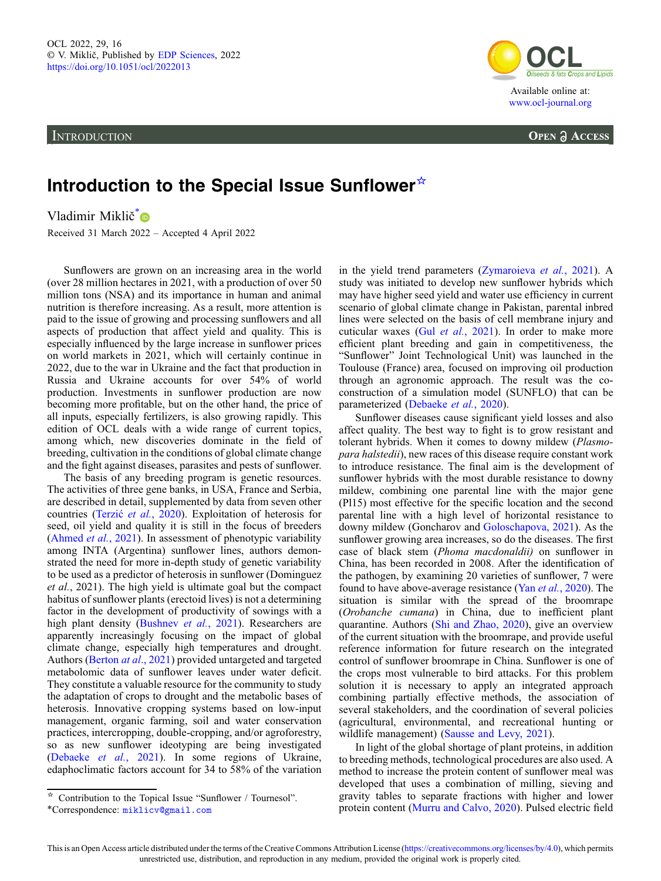INTRODUCTION

# Introduction to the Special Issue Sunflower[☆]

Vladimir Miklič*

Received 31 March 2022 – Accepted 4 April 2022

Sunflowers are grown on an increasing area in the world (over 28 million hectares in 2021, with a production of over 50 million tons (NSA) and its importance in human and animal nutrition is therefore increasing. As a result, more attention is paid to the issue of growing and processing sunflowers and all aspects of production that affect yield and quality. This is especially influenced by the large increase in sunflower prices on world markets in 2021, which will certainly continue in 2022, due to the war in Ukraine and the fact that production in Russia and Ukraine accounts for over 54% of world production. Investments in sunflower production are now becoming more profitable, but on the other hand, the price of all inputs, especially fertilizers, is also growing rapidly. This edition of OCL deals with a wide range of current topics, among which, new discoveries dominate in the field of breeding, cultivation in the conditions of global climate change and the fight against diseases, parasites and pests of sunflower.

The basis of any breeding program is genetic resources. The activities of three gene banks, in USA, France and Serbia, are described in detail, supplemented by data from seven other countries (Terzić *et al.*, 2020). Exploitation of heterosis for seed, oil yield and quality it is still in the focus of breeders (Ahmed *et al.*, 2021). In assessment of phenotypic variability among INTA (Argentina) sunflower lines, authors demonstrated the need for more in-depth study of genetic variability to be used as a predictor of heterosis in sunflower (Dominguez *et al.*, 2021). The high yield is ultimate goal but the compact habitus of sunflower plants (erectoid lives) is not a determining factor in the development of productivity of sowings with a high plant density (Bushnev *et al.*, 2021). Researchers are apparently increasingly focusing on the impact of global climate change, especially high temperatures and drought. Authors (Berton *at al*., 2021) provided untargeted and targeted metabolomic data of sunflower leaves under water deficit. They constitute a valuable resource for the community to study the adaptation of crops to drought and the metabolic bases of heterosis. Innovative cropping systems based on low-input management, organic farming, soil and water conservation practices, intercropping, double-cropping, and/or agroforestry, so as new sunflower ideotyping are being investigated (Debaeke *et al.*, 2021). In some regions of Ukraine, edaphoclimatic factors account for 34 to 58% of the variation in the yield trend parameters (Zymaroieva *et al.*, 2021). A study was initiated to develop new sunflower hybrids which may have higher seed yield and water use efficiency in current scenario of global climate change in Pakistan, parental inbred lines were selected on the basis of cell membrane injury and cuticular waxes (Gul *et al.*, 2021). In order to make more efficient plant breeding and gain in competitiveness, the "Sunflower" Joint Technological Unit) was launched in the Toulouse (France) area, focused on improving oil production through an agronomic approach. The result was the co-construction of a simulation model (SUNFLO) that can be parameterized (Debaeke *et al.*, 2020).

Sunflower diseases cause significant yield losses and also affect quality. The best way to fight is to grow resistant and tolerant hybrids. When it comes to downy mildew (*Plasmopara halstedii*), new races of this disease require constant work to introduce resistance. The final aim is the development of sunflower hybrids with the most durable resistance to downy mildew, combining one parental line with the major gene (Pl15) most effective for the specific location and the second parental line with a high level of horizontal resistance to downy mildew (Goncharov and Goloschapova, 2021). As the sunflower growing area increases, so do the diseases. The first case of black stem (*Phoma macdonaldii)* on sunflower in China, has been recorded in 2008. After the identification of the pathogen, by examining 20 varieties of sunflower, 7 were found to have above-average resistance (Yan *et al.*, 2020). The situation is similar with the spread of the broomrape (*Orobanche cumana*) in China, due to inefficient plant quarantine. Authors (Shi and Zhao, 2020), give an overview of the current situation with the broomrape, and provide useful reference information for future research on the integrated control of sunflower broomrape in China. Sunflower is one of the crops most vulnerable to bird attacks. For this problem solution it is necessary to apply an integrated approach combining partially effective methods, the association of several stakeholders, and the coordination of several policies (agricultural, environmental, and recreational hunting or wildlife management) (Sausse and Levy, 2021).

In light of the global shortage of plant proteins, in addition to breeding methods, technological procedures are also used. A method to increase the protein content of sunflower meal was developed that uses a combination of milling, sieving and gravity tables to separate fractions with higher and lower protein content (Murru and Calvo, 2020). Pulsed electric field

---

[☆] Contribution to the Topical Issue "Sunflower / Tournesol".

*Correspondence: miklicv@gmail.com

This is an Open Access article distributed under the terms of the Creative Commons Attribution License (https://creativecommons.org/licenses/by/4.0), which permits unrestricted use, distribution, and reproduction in any medium, provided the original work is properly cited.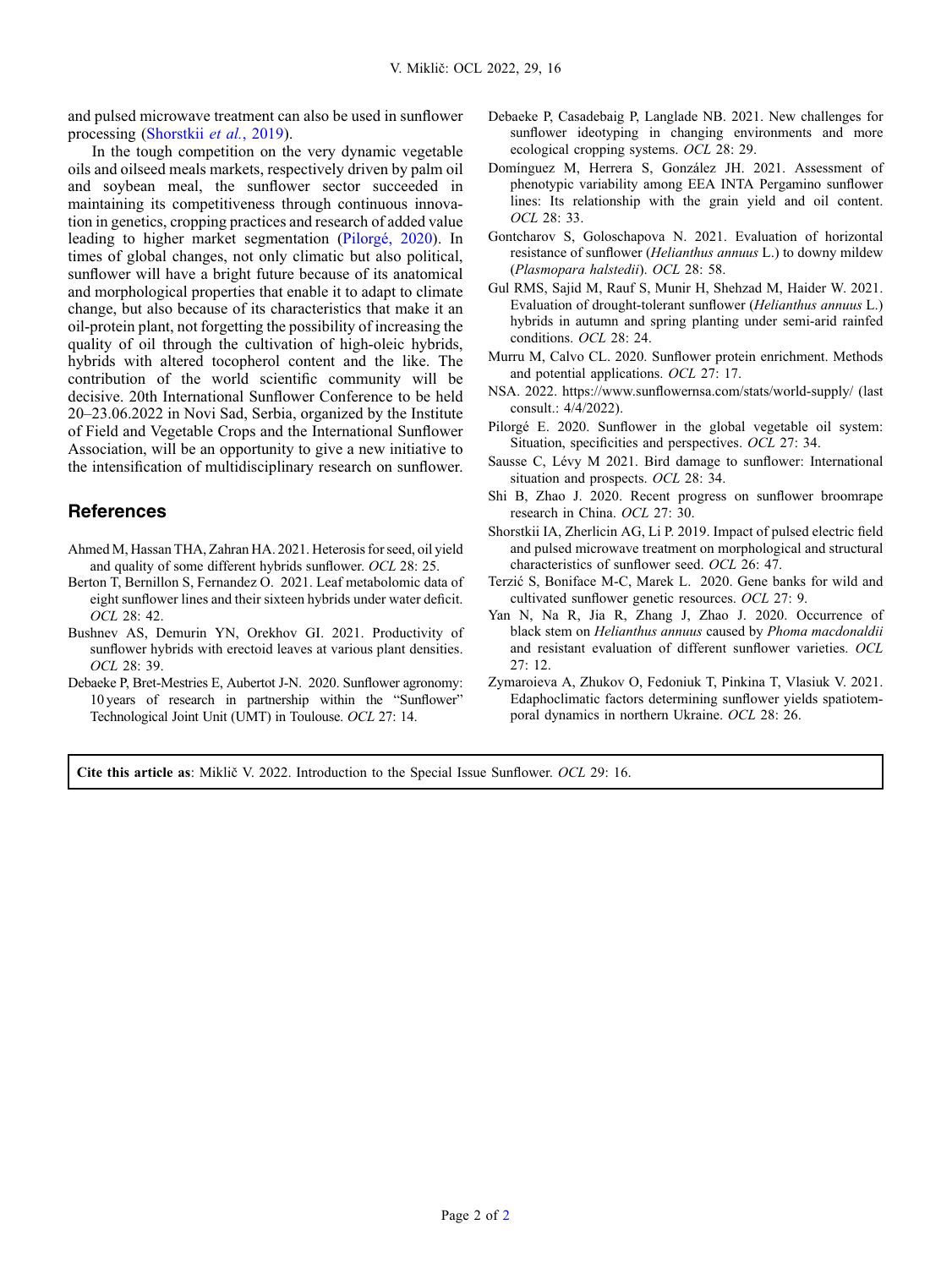and pulsed microwave treatment can also be used in sunflower processing (Shorstkii *et al.*, 2019).

In the tough competition on the very dynamic vegetable oils and oilseed meals markets, respectively driven by palm oil and soybean meal, the sunflower sector succeeded in maintaining its competitiveness through continuous innovation in genetics, cropping practices and research of added value leading to higher market segmentation (Pilorgé, 2020). In times of global changes, not only climatic but also political, sunflower will have a bright future because of its anatomical and morphological properties that enable it to adapt to climate change, but also because of its characteristics that make it an oil-protein plant, not forgetting the possibility of increasing the quality of oil through the cultivation of high-oleic hybrids, hybrids with altered tocopherol content and the like. The contribution of the world scientific community will be decisive. 20th International Sunflower Conference to be held 20–23.06.2022 in Novi Sad, Serbia, organized by the Institute of Field and Vegetable Crops and the International Sunflower Association, will be an opportunity to give a new initiative to the intensification of multidisciplinary research on sunflower.

## References

Ahmed M, Hassan THA, Zahran HA. 2021. Heterosis for seed, oil yield and quality of some different hybrids sunflower. *OCL* 28: 25.

Berton T, Bernillon S, Fernandez O. 2021. Leaf metabolomic data of eight sunflower lines and their sixteen hybrids under water deficit. *OCL* 28: 42.

Bushnev AS, Demurin YN, Orekhov GI. 2021. Productivity of sunflower hybrids with erectoid leaves at various plant densities. *OCL* 28: 39.

Debaeke P, Bret-Mestries E, Aubertot J-N. 2020. Sunflower agronomy: 10 years of research in partnership within the "Sunflower" Technological Joint Unit (UMT) in Toulouse. *OCL* 27: 14.

Debaeke P, Casadebaig P, Langlade NB. 2021. New challenges for sunflower ideotyping in changing environments and more ecological cropping systems. *OCL* 28: 29.

Domínguez M, Herrera S, González JH. 2021. Assessment of phenotypic variability among EEA INTA Pergamino sunflower lines: Its relationship with the grain yield and oil content. *OCL* 28: 33.

Gontcharov S, Goloschapova N. 2021. Evaluation of horizontal resistance of sunflower (*Helianthus annuus* L.) to downy mildew (*Plasmopara halstedii*). *OCL* 28: 58.

Gul RMS, Sajid M, Rauf S, Munir H, Shehzad M, Haider W. 2021. Evaluation of drought-tolerant sunflower (*Helianthus annuus* L.) hybrids in autumn and spring planting under semi-arid rainfed conditions. *OCL* 28: 24.

Murru M, Calvo CL. 2020. Sunflower protein enrichment. Methods and potential applications. *OCL* 27: 17.

NSA. 2022. https://www.sunflowernsa.com/stats/world-supply/ (last consult.: 4/4/2022).

Pilorgé E. 2020. Sunflower in the global vegetable oil system: Situation, specificities and perspectives. *OCL* 27: 34.

Sausse C, Lévy M 2021. Bird damage to sunflower: International situation and prospects. *OCL* 28: 34.

Shi B, Zhao J. 2020. Recent progress on sunflower broomrape research in China. *OCL* 27: 30.

Shorstkii IA, Zherlicin AG, Li P. 2019. Impact of pulsed electric field and pulsed microwave treatment on morphological and structural characteristics of sunflower seed. *OCL* 26: 47.

Terzić S, Boniface M-C, Marek L. 2020. Gene banks for wild and cultivated sunflower genetic resources. *OCL* 27: 9.

Yan N, Na R, Jia R, Zhang J, Zhao J. 2020. Occurrence of black stem on *Helianthus annuus* caused by *Phoma macdonaldii* and resistant evaluation of different sunflower varieties. *OCL* 27: 12.

Zymaroieva A, Zhukov O, Fedoniuk T, Pinkina T, Vlasiuk V. 2021. Edaphoclimatic factors determining sunflower yields spatiotemporal dynamics in northern Ukraine. *OCL* 28: 26.

**Cite this article as**: Miklič V. 2022. Introduction to the Special Issue Sunflower. *OCL* 29: 16.